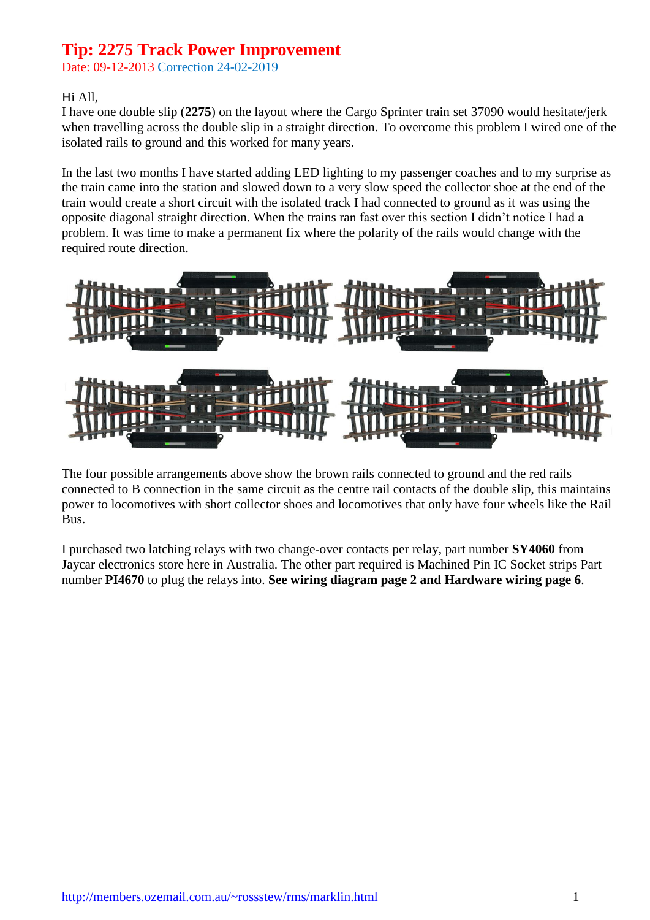# Tip: 2275 Track Power Improvement

Date: 09-12-2013 Correction 24-02-2019

Hi All,

I have one double slip (**2275**) on the layout where the Cargo Sprinter train set 37090 would hesitate/jerk when travelling across the double slip in a straight direction. To overcome this problem I wired one of the isolated rails to ground and this worked for many years.

In the last two months I have started adding LED lighting to my passenger coaches and to my surprise as the train came into the station and slowed down to a very slow speed the collector shoe at the end of the train would create a short circuit with the isolated track I had connected to ground as it was using the opposite diagonal straight direction. When the trains ran fast over this section I didn't notice I had a problem. It was time to make a permanent fix where the polarity of the rails would change with the required route direction.

The four possible arrangements above show the brown rails connected to ground and the red rails connected to B connection in the same circuit as the centre rail contacts of the double slip, this maintains power to locomotives with short collector shoes and locomotives that only have four wheels like the Rail Bus.

I purchased two latching relays with two change-over contacts per relay, part number **SY4060** from Jaycar electronics store here in Australia. The other part required is Machined Pin IC Socket strips Part number **PI4670** to plug the relays into. **See wiring diagram page 2 and Hardware wiring page 6**.

[http://members.ozemail.com.au/~rossstew/rms/marklin.html](http://members.ozemail.com.au/~rossstew/rms/marklin.html)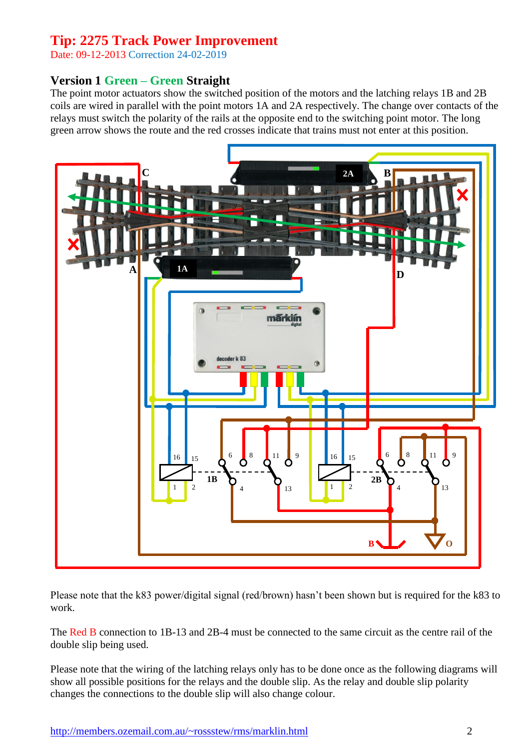# Tip: 2275 Track Power Improvement

Date: 09-12-2013 Correction 24-02-2019

## Version 1 Green – Green Straight

The point motor actuators show the switched position of the motors and the latching relays 1B and 2B coils are wired in parallel with the point motors 1A and 2A respectively. The change over contacts of the relays must switch the polarity of the rails at the opposite end to the switching point motor. The long green arrow shows the route and the red crosses indicate that trains must not enter at this position.

Please note that the k83 power/digital signal (red/brown) hasn't been shown but is required for the k83 to work.

The Red B connection to 1B-13 and 2B-4 must be connected to the same circuit as the centre rail of the double slip being used.

Please note that the wiring of the latching relays only has to be done once as the following diagrams will show all possible positions for the relays and the double slip. As the relay and double slip polarity changes the connections to the double slip will also change colour.

http://members.ozemail.com.au/~rossstew/rms/marklin.html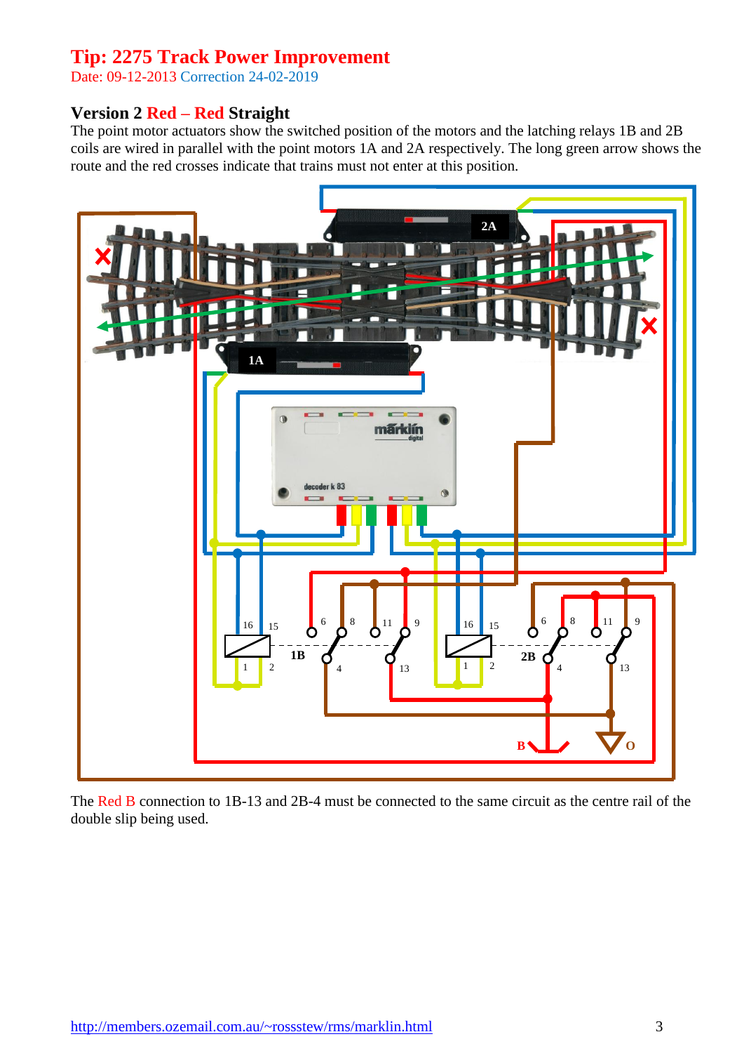# Tip: 2275 Track Power Improvement

Date: 09-12-2013 Correction 24-02-2019

## Version 2 Red – Red Straight

The point motor actuators show the switched position of the motors and the latching relays 1B and 2B coils are wired in parallel with the point motors 1A and 2A respectively. The long green arrow shows the route and the red crosses indicate that trains must not enter at this position.

The Red B connection to 1B-13 and 2B-4 must be connected to the same circuit as the centre rail of the double slip being used.

http://members.ozemail.com.au/~rossstew/rms/marklin.html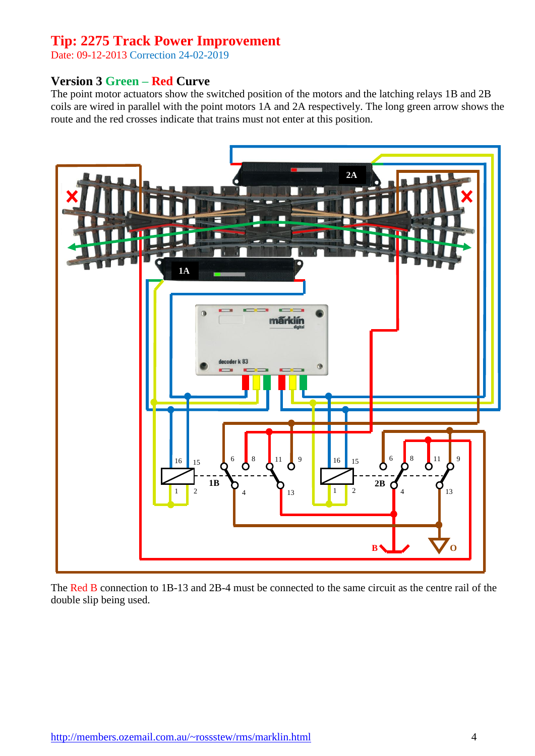## Tip: 2275 Track Power Improvement

Date: 09-12-2013 Correction 24-02-2019

### Version 3 Green – Red Curve

The point motor actuators show the switched position of the motors and the latching relays 1B and 2B coils are wired in parallel with the point motors 1A and 2A respectively. The long green arrow shows the route and the red crosses indicate that trains must not enter at this position.

The Red B connection to 1B-13 and 2B-4 must be connected to the same circuit as the centre rail of the double slip being used.

[http://members.ozemail.com.au/~rossstew/rms/marklin.html](http://members.ozemail.com.au/~rossstew/rms/marklin.html)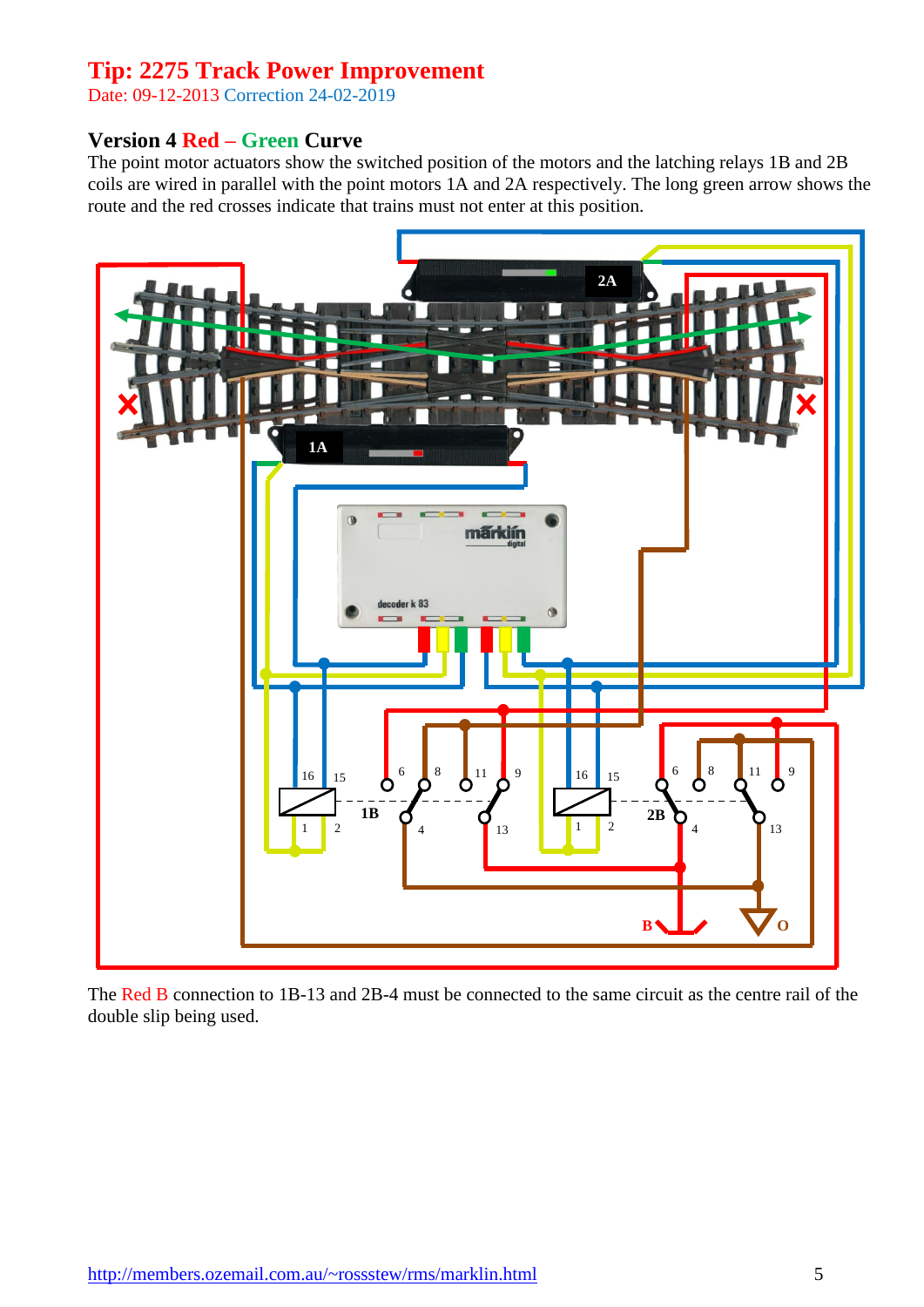# Tip: 2275 Track Power Improvement

Date: 09-12-2013 Correction 24-02-2019

## Version 4 Red – Green Curve

The point motor actuators show the switched position of the motors and the latching relays 1B and 2B coils are wired in parallel with the point motors 1A and 2A respectively. The long green arrow shows the route and the red crosses indicate that trains must not enter at this position.

The Red B connection to 1B-13 and 2B-4 must be connected to the same circuit as the centre rail of the double slip being used.

[http://members.ozemail.com.au/~rossstew/rms/marklin.html](http://members.ozemail.com.au/~rossstew/rms/marklin.html)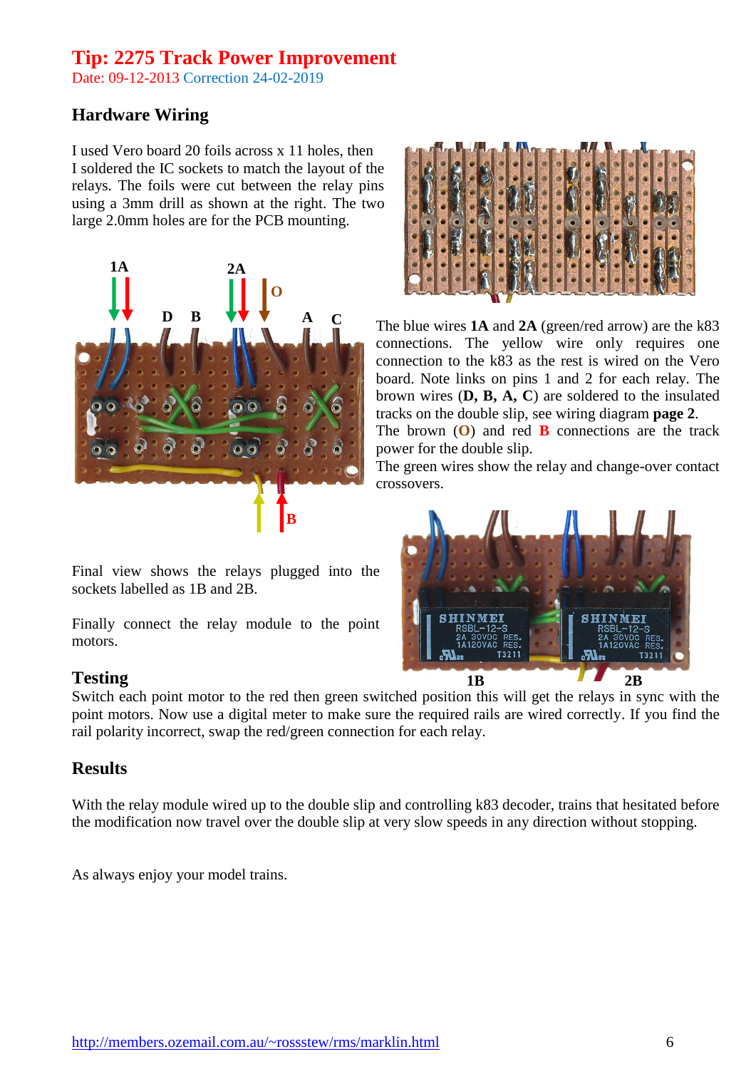# Tip: 2275 Track Power Improvement

Date: 09-12-2013 Correction 24-02-2019

## Hardware Wiring

I used Vero board 20 foils across x 11 holes, then I soldered the IC sockets to match the layout of the relays. The foils were cut between the relay pins using a 3mm drill as shown at the right. The two large 2.0mm holes are for the PCB mounting.

1A
2A
O
D B
A C
B

The blue wires **1A** and **2A** (green/red arrow) are the k83 connections. The yellow wire only requires one connection to the k83 as the rest is wired on the Vero board. Note links on pins 1 and 2 for each relay. The brown wires (**D, B, A, C**) are soldered to the insulated tracks on the double slip, see wiring diagram **page 2**. The brown (**O**) and red **B** connections are the track power for the double slip.
The green wires show the relay and change-over contact crossovers.

Final view shows the relays plugged into the sockets labelled as 1B and 2B.

Finally connect the relay module to the point motors.

1B
2B

## Testing

Switch each point motor to the red then green switched position this will get the relays in sync with the point motors. Now use a digital meter to make sure the required rails are wired correctly. If you find the rail polarity incorrect, swap the red/green connection for each relay.

## Results

With the relay module wired up to the double slip and controlling k83 decoder, trains that hesitated before the modification now travel over the double slip at very slow speeds in any direction without stopping.

As always enjoy your model trains.

http://members.ozemail.com.au/~rossstew/rms/marklin.html